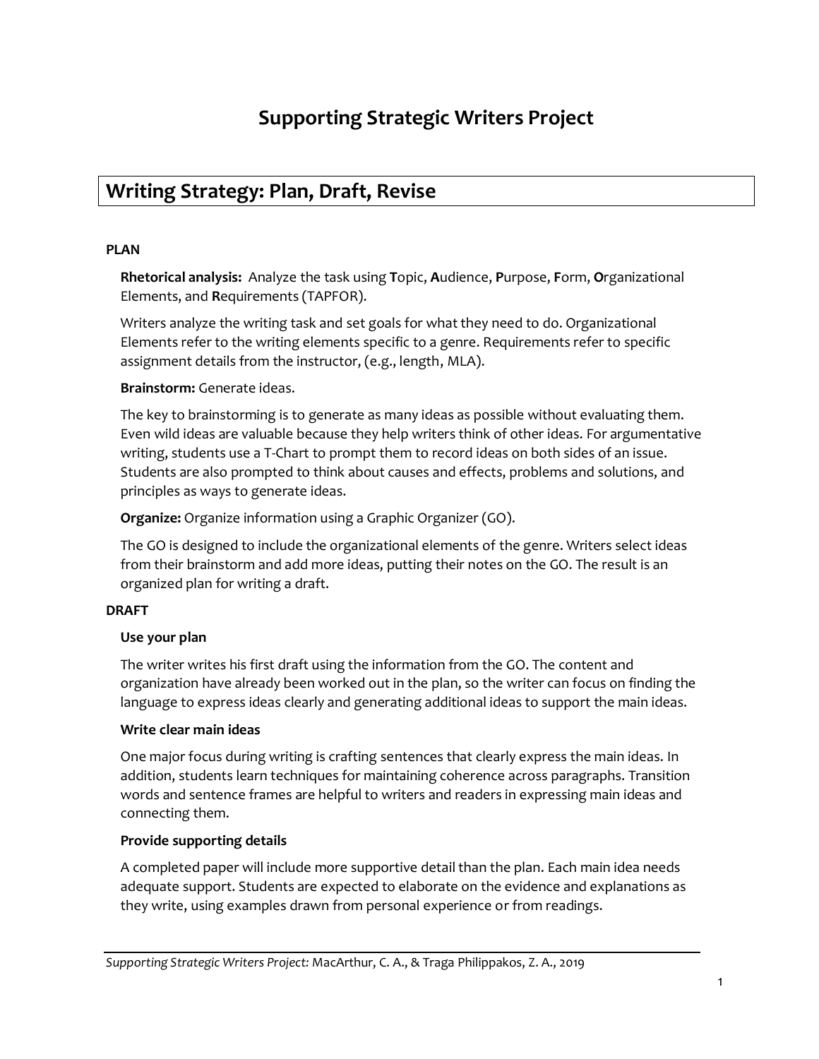# Supporting Strategic Writers Project

## Writing Strategy: Plan, Draft, Revise

**PLAN**

**Rhetorical analysis:** Analyze the task using **T**opic, **A**udience, **P**urpose, **F**orm, **O**rganizational Elements, and **R**equirements (TAPFOR).

Writers analyze the writing task and set goals for what they need to do. Organizational Elements refer to the writing elements specific to a genre. Requirements refer to specific assignment details from the instructor, (e.g., length, MLA).

**Brainstorm:** Generate ideas.

The key to brainstorming is to generate as many ideas as possible without evaluating them. Even wild ideas are valuable because they help writers think of other ideas. For argumentative writing, students use a T-Chart to prompt them to record ideas on both sides of an issue. Students are also prompted to think about causes and effects, problems and solutions, and principles as ways to generate ideas.

**Organize:** Organize information using a Graphic Organizer (GO).

The GO is designed to include the organizational elements of the genre. Writers select ideas from their brainstorm and add more ideas, putting their notes on the GO. The result is an organized plan for writing a draft.

**DRAFT**

**Use your plan**

The writer writes his first draft using the information from the GO. The content and organization have already been worked out in the plan, so the writer can focus on finding the language to express ideas clearly and generating additional ideas to support the main ideas.

**Write clear main ideas**

One major focus during writing is crafting sentences that clearly express the main ideas. In addition, students learn techniques for maintaining coherence across paragraphs. Transition words and sentence frames are helpful to writers and readers in expressing main ideas and connecting them.

**Provide supporting details**

A completed paper will include more supportive detail than the plan. Each main idea needs adequate support. Students are expected to elaborate on the evidence and explanations as they write, using examples drawn from personal experience or from readings.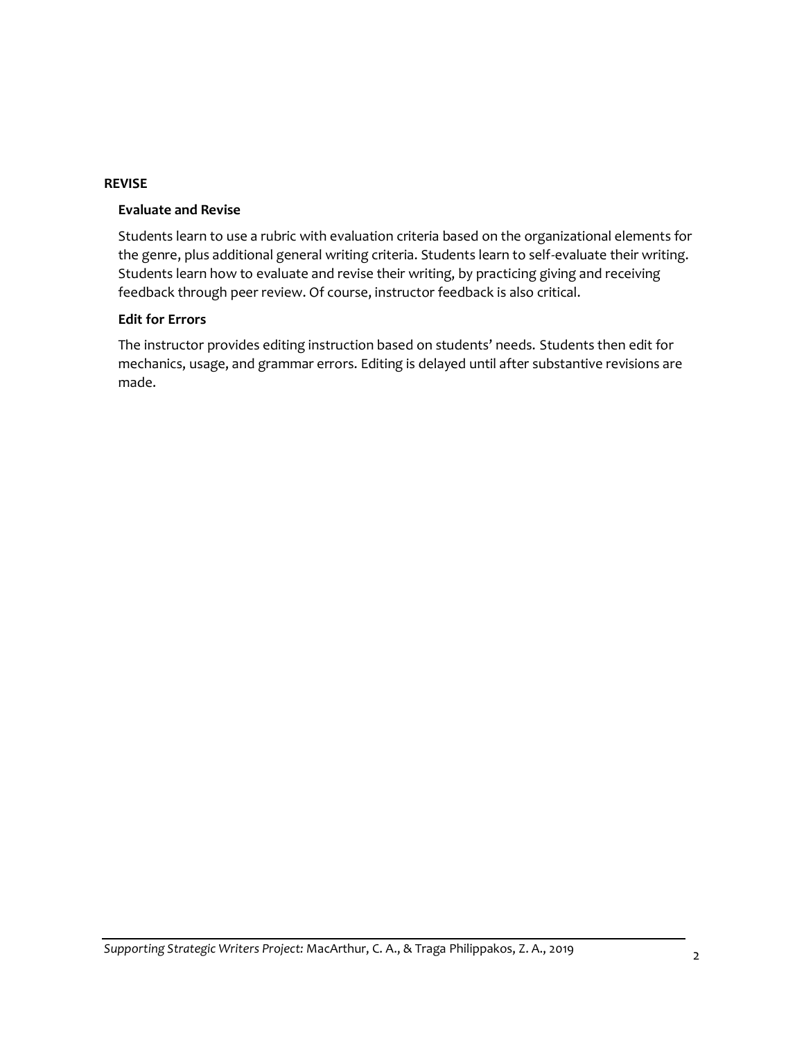**REVISE**

**Evaluate and Revise**

Students learn to use a rubric with evaluation criteria based on the organizational elements for the genre, plus additional general writing criteria. Students learn to self-evaluate their writing. Students learn how to evaluate and revise their writing, by practicing giving and receiving feedback through peer review. Of course, instructor feedback is also critical.

**Edit for Errors**

The instructor provides editing instruction based on students' needs. Students then edit for mechanics, usage, and grammar errors. Editing is delayed until after substantive revisions are made.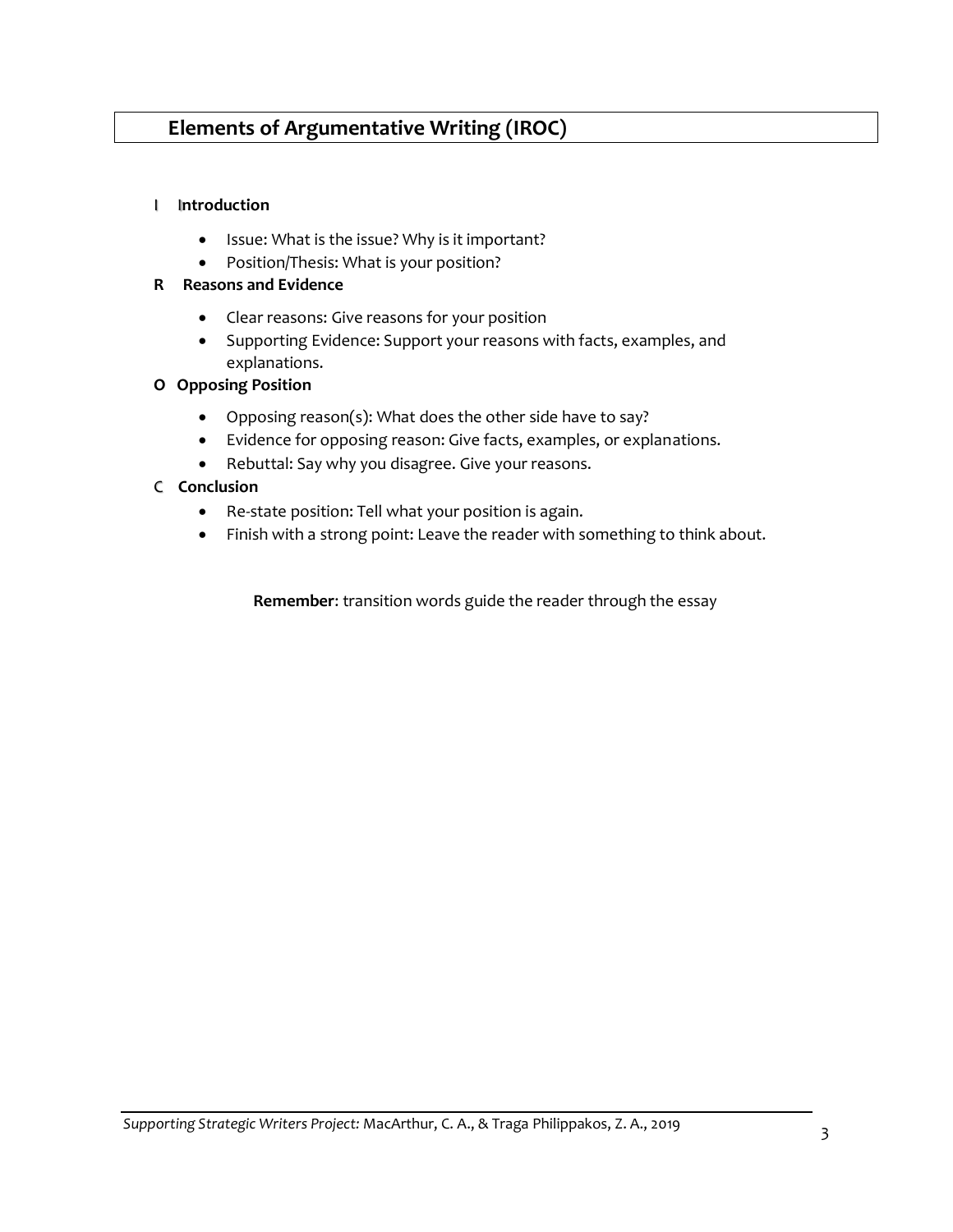## Elements of Argumentative Writing (IROC)

**I Introduction**

- Issue: What is the issue? Why is it important?
- Position/Thesis: What is your position?

**R Reasons and Evidence**

- Clear reasons: Give reasons for your position
- Supporting Evidence: Support your reasons with facts, examples, and explanations.

**O Opposing Position**

- Opposing reason(s): What does the other side have to say?
- Evidence for opposing reason: Give facts, examples, or explanations.
- Rebuttal: Say why you disagree. Give your reasons.

**C Conclusion**

- Re-state position: Tell what your position is again.
- Finish with a strong point: Leave the reader with something to think about.

**Remember**: transition words guide the reader through the essay

*Supporting Strategic Writers Project:* MacArthur, C. A., & Traga Philippakos, Z. A., 2019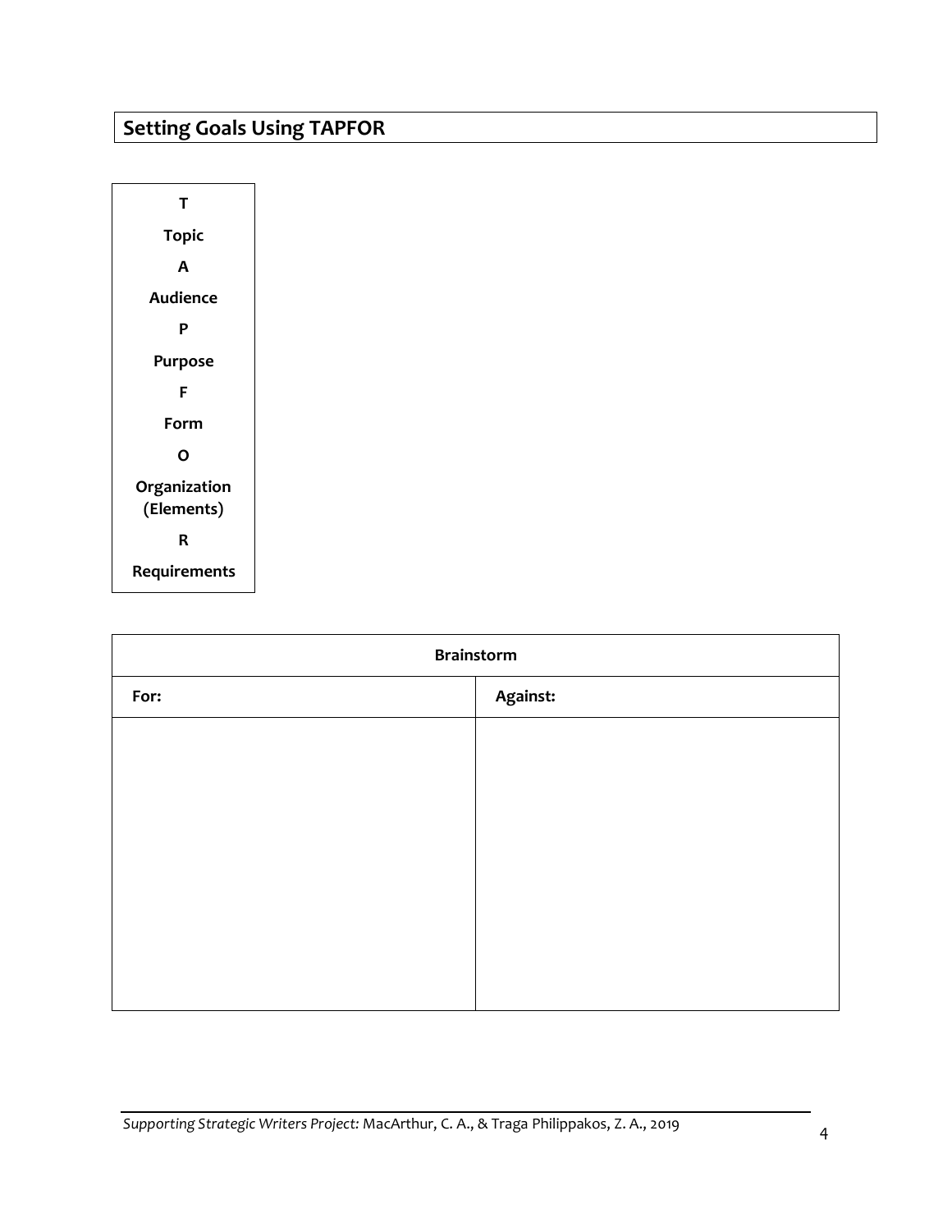## Setting Goals Using TAPFOR

| |
|---|
| **T** |
| **Topic** |
| **A** |
| **Audience** |
| **P** |
| **Purpose** |
| **F** |
| **Form** |
| **O** |
| **Organization (Elements)** |
| **R** |
| **Requirements** |

| **Brainstorm** | |
|---|---|
| **For:** | **Against:** |
| | |

*Supporting Strategic Writers Project:* MacArthur, C. A., & Traga Philippakos, Z. A., 2019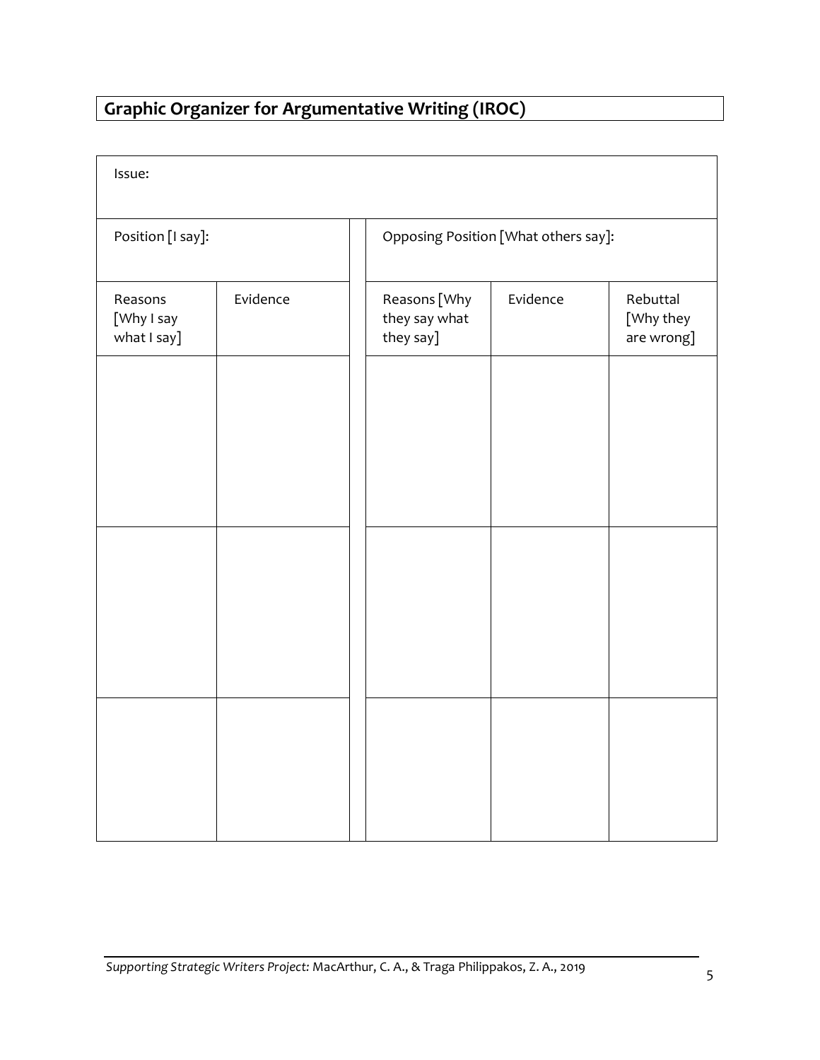## Graphic Organizer for Argumentative Writing (IROC)

| Issue: | | | | | | |
|---|---|---|---|---|---|---|
| Position [I say]: | | | Opposing Position [What others say]: | | | |
| Reasons [Why I say what I say] | Evidence | | Reasons [Why they say what they say] | Evidence | Rebuttal [Why they are wrong] |
| | | | | | |
| | | | | | |
| | | | | | |

*Supporting Strategic Writers Project:* MacArthur, C. A., & Traga Philippakos, Z. A., 2019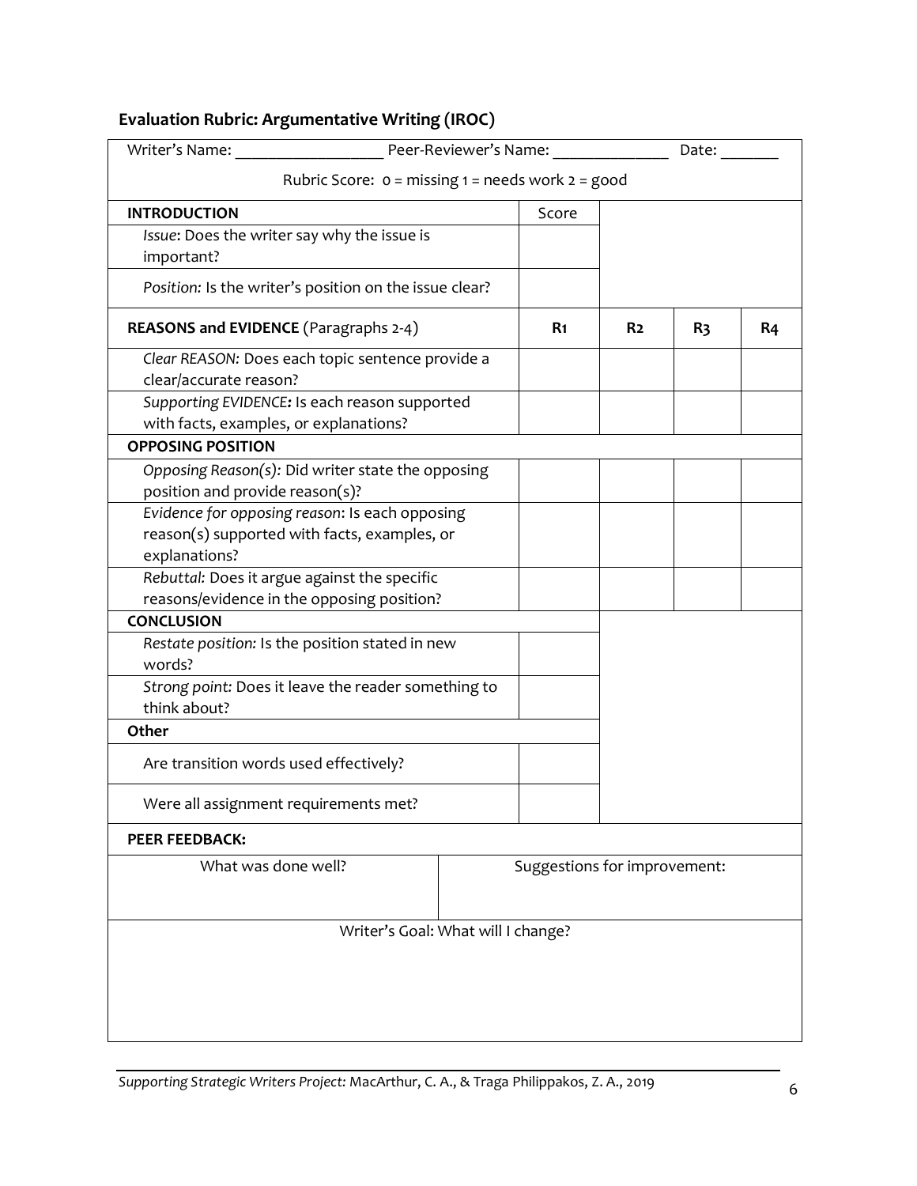## Evaluation Rubric: Argumentative Writing (IROC)

Writer's Name: __________________ Peer-Reviewer's Name: ______________ Date: _______

Rubric Score: 0 = missing 1 = needs work 2 = good

| | | | | |
|---|---|---|---|---|
| **INTRODUCTION** | Score | | | |
| *Issue*: Does the writer say why the issue is important? | | | | |
| *Position:* Is the writer's position on the issue clear? | | | | |
| **REASONS and EVIDENCE** (Paragraphs 2-4) | **R1** | **R2** | **R3** | **R4** |
| *Clear REASON:* Does each topic sentence provide a clear/accurate reason? | | | | |
| *Supporting EVIDENCE:* Is each reason supported with facts, examples, or explanations? | | | | |
| **OPPOSING POSITION** | | | | |
| *Opposing Reason(s):* Did writer state the opposing position and provide reason(s)? | | | | |
| *Evidence for opposing reason*: Is each opposing reason(s) supported with facts, examples, or explanations? | | | | |
| *Rebuttal:* Does it argue against the specific reasons/evidence in the opposing position? | | | | |
| **CONCLUSION** | | | | |
| *Restate position:* Is the position stated in new words? | | | | |
| *Strong point:* Does it leave the reader something to think about? | | | | |
| **Other** | | | | |
| Are transition words used effectively? | | | | |
| Were all assignment requirements met? | | | | |

**PEER FEEDBACK:**

| What was done well? | Suggestions for improvement: |
|---|---|
| | |

Writer's Goal: What will I change?

*Supporting Strategic Writers Project:* MacArthur, C. A., & Traga Philippakos, Z. A., 2019